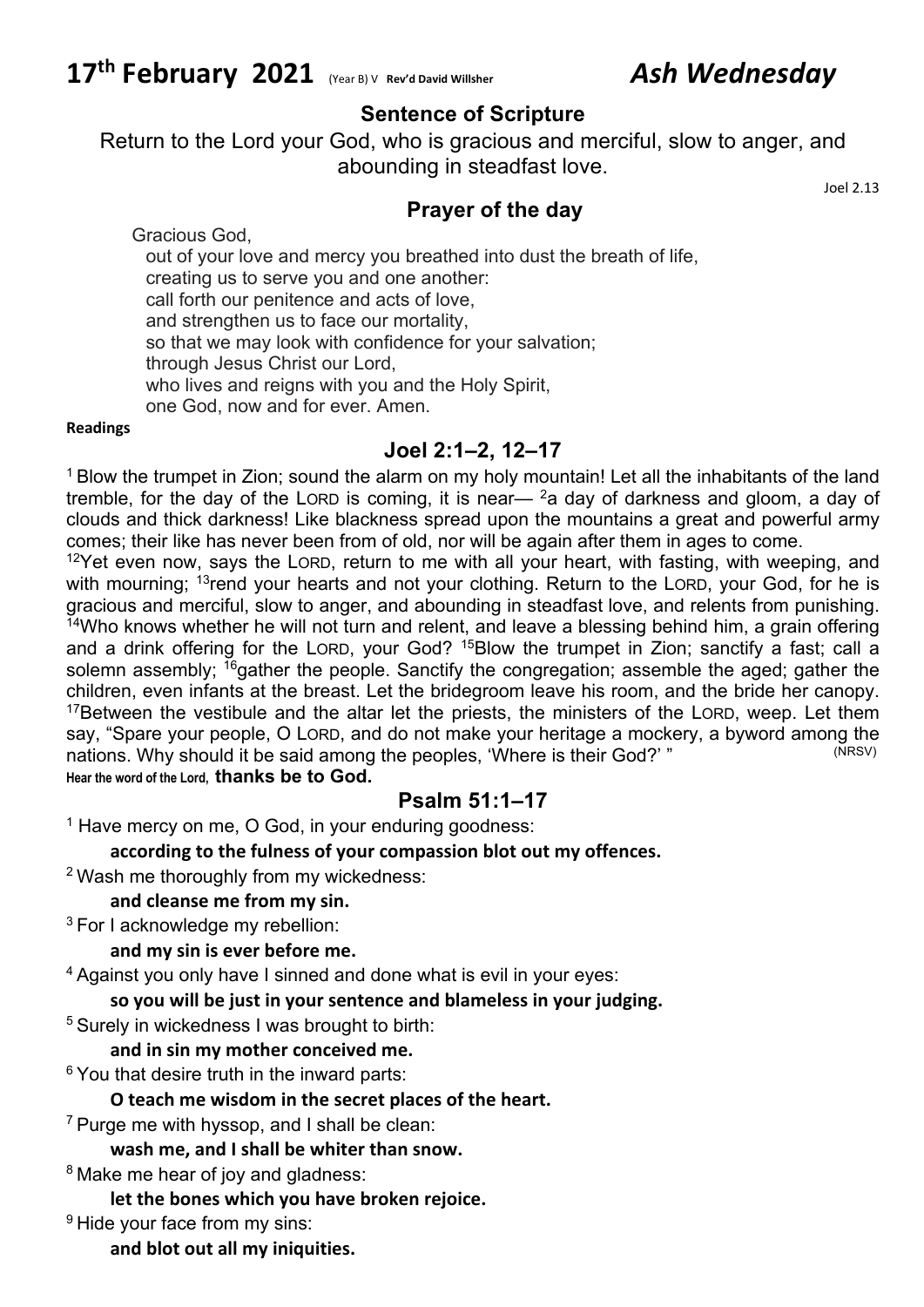# 17th February 2021 (Year B) V **Rev'd David Willsher** *Ash Wednesday*

## Sentence of Scripture

Return to the Lord your God, who is gracious and merciful, slow to anger, and abounding in steadfast love.

Joel 2.13

## Prayer of the day

Gracious God,
out of your love and mercy you breathed into dust the breath of life,
creating us to serve you and one another:
call forth our penitence and acts of love,
and strengthen us to face our mortality,
so that we may look with confidence for your salvation;
through Jesus Christ our Lord,
who lives and reigns with you and the Holy Spirit,
one God, now and for ever. Amen.

**Readings**

## Joel 2:1–2, 12–17

[1] Blow the trumpet in Zion; sound the alarm on my holy mountain! Let all the inhabitants of the land tremble, for the day of the LORD is coming, it is near— [2]a day of darkness and gloom, a day of clouds and thick darkness! Like blackness spread upon the mountains a great and powerful army comes; their like has never been from of old, nor will be again after them in ages to come.

[12]Yet even now, says the LORD, return to me with all your heart, with fasting, with weeping, and with mourning; [13]rend your hearts and not your clothing. Return to the LORD, your God, for he is gracious and merciful, slow to anger, and abounding in steadfast love, and relents from punishing. [14]Who knows whether he will not turn and relent, and leave a blessing behind him, a grain offering and a drink offering for the LORD, your God? [15]Blow the trumpet in Zion; sanctify a fast; call a solemn assembly; [16]gather the people. Sanctify the congregation; assemble the aged; gather the children, even infants at the breast. Let the bridegroom leave his room, and the bride her canopy. [17]Between the vestibule and the altar let the priests, the ministers of the LORD, weep. Let them say, "Spare your people, O LORD, and do not make your heritage a mockery, a byword among the nations. Why should it be said among the peoples, 'Where is their God?' " (NRSV)

**Hear the word of the Lord, thanks be to God.**

## Psalm 51:1–17

[1] Have mercy on me, O God, in your enduring goodness:
**according to the fulness of your compassion blot out my offences.**

[2] Wash me thoroughly from my wickedness:
**and cleanse me from my sin.**

[3] For I acknowledge my rebellion:
**and my sin is ever before me.**

[4] Against you only have I sinned and done what is evil in your eyes:
**so you will be just in your sentence and blameless in your judging.**

[5] Surely in wickedness I was brought to birth:
**and in sin my mother conceived me.**

[6] You that desire truth in the inward parts:
**O teach me wisdom in the secret places of the heart.**

[7] Purge me with hyssop, and I shall be clean:
**wash me, and I shall be whiter than snow.**

[8] Make me hear of joy and gladness:
**let the bones which you have broken rejoice.**

[9] Hide your face from my sins:
**and blot out all my iniquities.**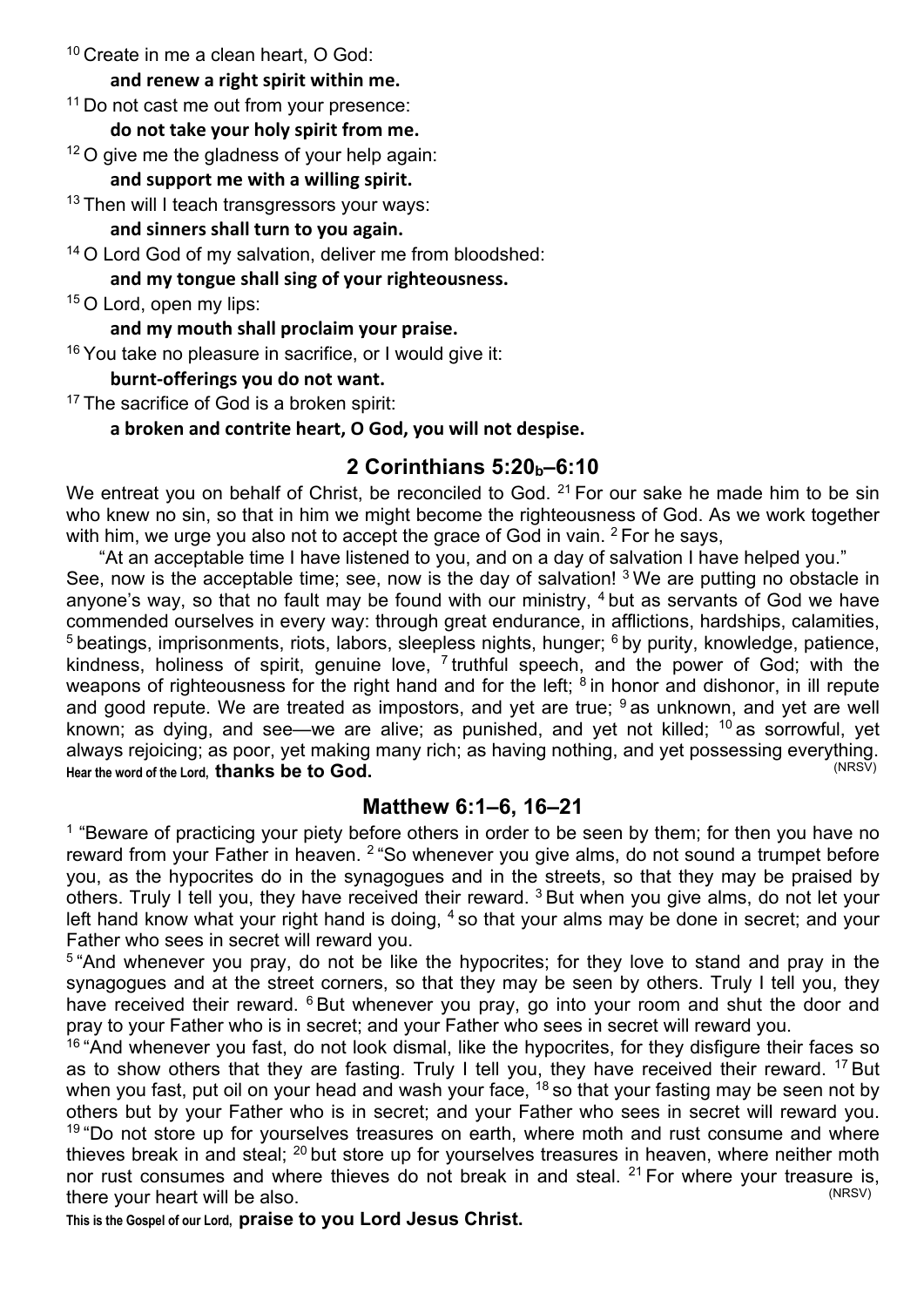[10] Create in me a clean heart, O God:

**and renew a right spirit within me.**

[11] Do not cast me out from your presence:

**do not take your holy spirit from me.**

[12] O give me the gladness of your help again:

**and support me with a willing spirit.**

[13] Then will I teach transgressors your ways:

**and sinners shall turn to you again.**

[14] O Lord God of my salvation, deliver me from bloodshed:

**and my tongue shall sing of your righteousness.**

[15] O Lord, open my lips:

**and my mouth shall proclaim your praise.**

[16] You take no pleasure in sacrifice, or I would give it:

**burnt-offerings you do not want.**

[17] The sacrifice of God is a broken spirit:

**a broken and contrite heart, O God, you will not despise.**

## 2 Corinthians 5:20$_b$–6:10

We entreat you on behalf of Christ, be reconciled to God. [21] For our sake he made him to be sin who knew no sin, so that in him we might become the righteousness of God. As we work together with him, we urge you also not to accept the grace of God in vain. [2] For he says,

"At an acceptable time I have listened to you, and on a day of salvation I have helped you."

See, now is the acceptable time; see, now is the day of salvation! [3] We are putting no obstacle in anyone's way, so that no fault may be found with our ministry, [4] but as servants of God we have commended ourselves in every way: through great endurance, in afflictions, hardships, calamities, [5] beatings, imprisonments, riots, labors, sleepless nights, hunger; [6] by purity, knowledge, patience, kindness, holiness of spirit, genuine love, [7] truthful speech, and the power of God; with the weapons of righteousness for the right hand and for the left; [8] in honor and dishonor, in ill repute and good repute. We are treated as impostors, and yet are true; [9] as unknown, and yet are well known; as dying, and see—we are alive; as punished, and yet not killed; [10] as sorrowful, yet always rejoicing; as poor, yet making many rich; as having nothing, and yet possessing everything. (NRSV)

Hear the word of the Lord, **thanks be to God.**

## Matthew 6:1–6, 16–21

[1] "Beware of practicing your piety before others in order to be seen by them; for then you have no reward from your Father in heaven. [2] "So whenever you give alms, do not sound a trumpet before you, as the hypocrites do in the synagogues and in the streets, so that they may be praised by others. Truly I tell you, they have received their reward. [3] But when you give alms, do not let your left hand know what your right hand is doing, [4] so that your alms may be done in secret; and your Father who sees in secret will reward you.

[5] "And whenever you pray, do not be like the hypocrites; for they love to stand and pray in the synagogues and at the street corners, so that they may be seen by others. Truly I tell you, they have received their reward. [6] But whenever you pray, go into your room and shut the door and pray to your Father who is in secret; and your Father who sees in secret will reward you.

[16] "And whenever you fast, do not look dismal, like the hypocrites, for they disfigure their faces so as to show others that they are fasting. Truly I tell you, they have received their reward. [17] But when you fast, put oil on your head and wash your face, [18] so that your fasting may be seen not by others but by your Father who is in secret; and your Father who sees in secret will reward you. [19] "Do not store up for yourselves treasures on earth, where moth and rust consume and where thieves break in and steal; [20] but store up for yourselves treasures in heaven, where neither moth nor rust consumes and where thieves do not break in and steal. [21] For where your treasure is, there your heart will be also. (NRSV)

This is the Gospel of our Lord, **praise to you Lord Jesus Christ.**